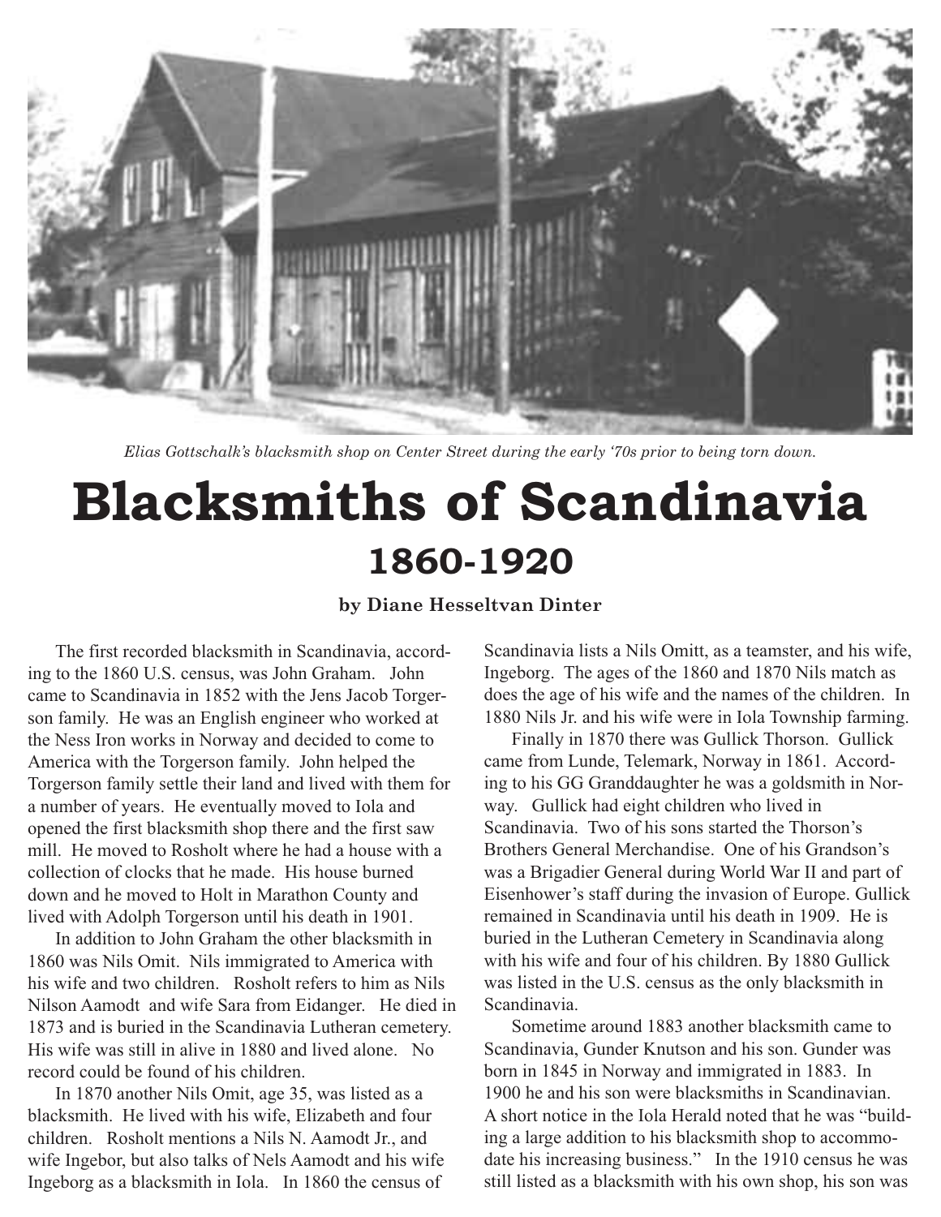*Elias Gottschalk's blacksmith shop on Center Street during the early '70s prior to being torn down.*

# Blacksmiths of Scandinavia

## 1860-1920

**by Diane Hesseltvan Dinter**

The first recorded blacksmith in Scandinavia, according to the 1860 U.S. census, was John Graham. John came to Scandinavia in 1852 with the Jens Jacob Torgerson family. He was an English engineer who worked at the Ness Iron works in Norway and decided to come to America with the Torgerson family. John helped the Torgerson family settle their land and lived with them for a number of years. He eventually moved to Iola and opened the first blacksmith shop there and the first saw mill. He moved to Rosholt where he had a house with a collection of clocks that he made. His house burned down and he moved to Holt in Marathon County and lived with Adolph Torgerson until his death in 1901.

In addition to John Graham the other blacksmith in 1860 was Nils Omit. Nils immigrated to America with his wife and two children. Rosholt refers to him as Nils Nilson Aamodt and wife Sara from Eidanger. He died in 1873 and is buried in the Scandinavia Lutheran cemetery. His wife was still in alive in 1880 and lived alone. No record could be found of his children.

In 1870 another Nils Omit, age 35, was listed as a blacksmith. He lived with his wife, Elizabeth and four children. Rosholt mentions a Nils N. Aamodt Jr., and wife Ingebor, but also talks of Nels Aamodt and his wife Ingeborg as a blacksmith in Iola. In 1860 the census of Scandinavia lists a Nils Omitt, as a teamster, and his wife, Ingeborg. The ages of the 1860 and 1870 Nils match as does the age of his wife and the names of the children. In 1880 Nils Jr. and his wife were in Iola Township farming.

Finally in 1870 there was Gullick Thorson. Gullick came from Lunde, Telemark, Norway in 1861. According to his GG Granddaughter he was a goldsmith in Norway. Gullick had eight children who lived in Scandinavia. Two of his sons started the Thorson's Brothers General Merchandise. One of his Grandson's was a Brigadier General during World War II and part of Eisenhower's staff during the invasion of Europe. Gullick remained in Scandinavia until his death in 1909. He is buried in the Lutheran Cemetery in Scandinavia along with his wife and four of his children. By 1880 Gullick was listed in the U.S. census as the only blacksmith in Scandinavia.

Sometime around 1883 another blacksmith came to Scandinavia, Gunder Knutson and his son. Gunder was born in 1845 in Norway and immigrated in 1883. In 1900 he and his son were blacksmiths in Scandinavian. A short notice in the Iola Herald noted that he was "building a large addition to his blacksmith shop to accommodate his increasing business." In the 1910 census he was still listed as a blacksmith with his own shop, his son was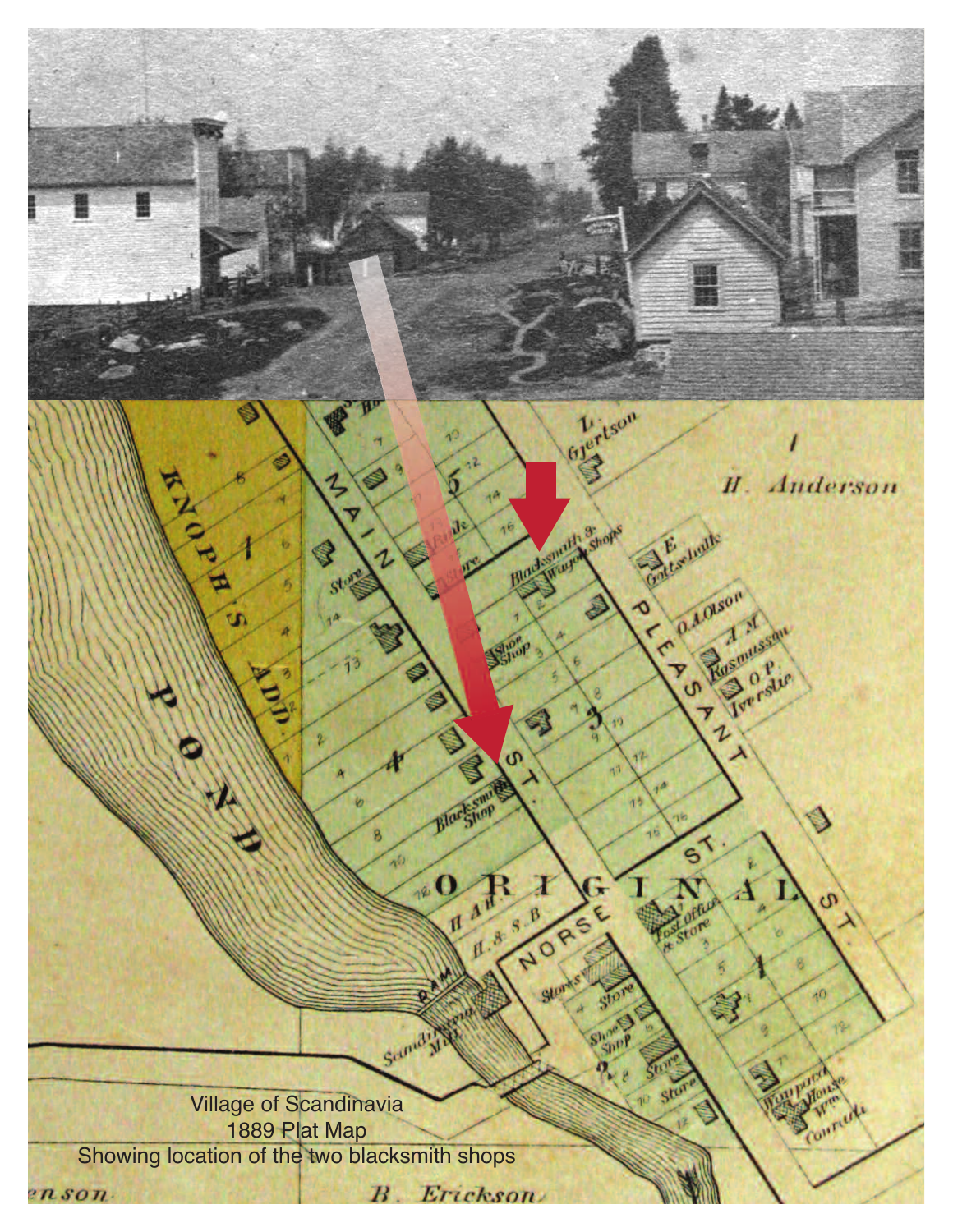Village of Scandinavia
1889 Plat Map
Showing location of the two blacksmith shops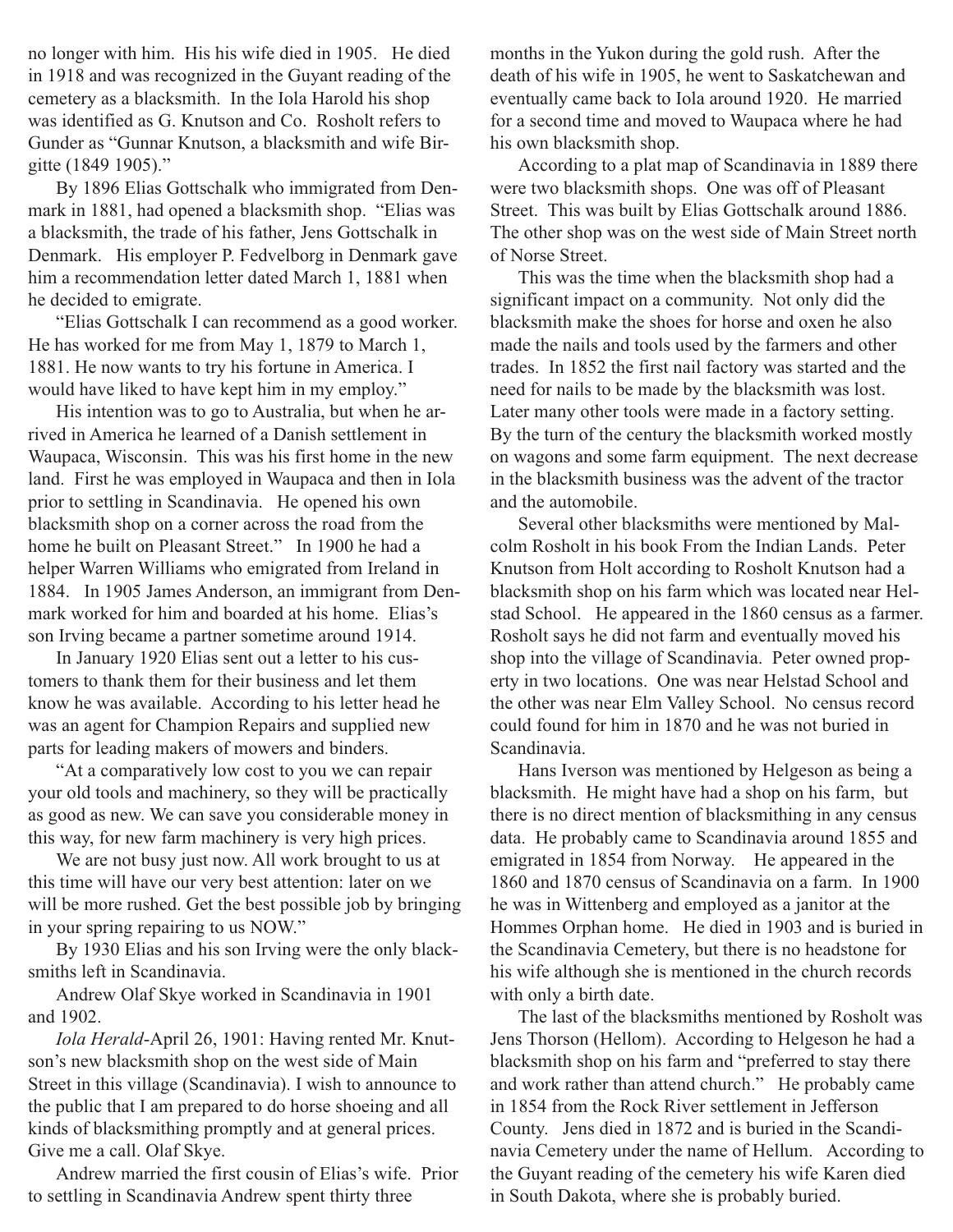no longer with him. His his wife died in 1905. He died in 1918 and was recognized in the Guyant reading of the cemetery as a blacksmith. In the Iola Harold his shop was identified as G. Knutson and Co. Rosholt refers to Gunder as "Gunnar Knutson, a blacksmith and wife Birgitte (1849 1905)."

By 1896 Elias Gottschalk who immigrated from Denmark in 1881, had opened a blacksmith shop. "Elias was a blacksmith, the trade of his father, Jens Gottschalk in Denmark. His employer P. Fedvelborg in Denmark gave him a recommendation letter dated March 1, 1881 when he decided to emigrate.

"Elias Gottschalk I can recommend as a good worker. He has worked for me from May 1, 1879 to March 1, 1881. He now wants to try his fortune in America. I would have liked to have kept him in my employ."

His intention was to go to Australia, but when he arrived in America he learned of a Danish settlement in Waupaca, Wisconsin. This was his first home in the new land. First he was employed in Waupaca and then in Iola prior to settling in Scandinavia. He opened his own blacksmith shop on a corner across the road from the home he built on Pleasant Street." In 1900 he had a helper Warren Williams who emigrated from Ireland in 1884. In 1905 James Anderson, an immigrant from Denmark worked for him and boarded at his home. Elias's son Irving became a partner sometime around 1914.

In January 1920 Elias sent out a letter to his customers to thank them for their business and let them know he was available. According to his letter head he was an agent for Champion Repairs and supplied new parts for leading makers of mowers and binders.

"At a comparatively low cost to you we can repair your old tools and machinery, so they will be practically as good as new. We can save you considerable money in this way, for new farm machinery is very high prices.

We are not busy just now. All work brought to us at this time will have our very best attention: later on we will be more rushed. Get the best possible job by bringing in your spring repairing to us NOW."

By 1930 Elias and his son Irving were the only blacksmiths left in Scandinavia.

Andrew Olaf Skye worked in Scandinavia in 1901 and 1902.

*Iola Herald*-April 26, 1901: Having rented Mr. Knutson's new blacksmith shop on the west side of Main Street in this village (Scandinavia). I wish to announce to the public that I am prepared to do horse shoeing and all kinds of blacksmithing promptly and at general prices. Give me a call. Olaf Skye.

Andrew married the first cousin of Elias's wife. Prior to settling in Scandinavia Andrew spent thirty three months in the Yukon during the gold rush. After the death of his wife in 1905, he went to Saskatchewan and eventually came back to Iola around 1920. He married for a second time and moved to Waupaca where he had his own blacksmith shop.

According to a plat map of Scandinavia in 1889 there were two blacksmith shops. One was off of Pleasant Street. This was built by Elias Gottschalk around 1886. The other shop was on the west side of Main Street north of Norse Street.

This was the time when the blacksmith shop had a significant impact on a community. Not only did the blacksmith make the shoes for horse and oxen he also made the nails and tools used by the farmers and other trades. In 1852 the first nail factory was started and the need for nails to be made by the blacksmith was lost. Later many other tools were made in a factory setting. By the turn of the century the blacksmith worked mostly on wagons and some farm equipment. The next decrease in the blacksmith business was the advent of the tractor and the automobile.

Several other blacksmiths were mentioned by Malcolm Rosholt in his book From the Indian Lands. Peter Knutson from Holt according to Rosholt Knutson had a blacksmith shop on his farm which was located near Helstad School. He appeared in the 1860 census as a farmer. Rosholt says he did not farm and eventually moved his shop into the village of Scandinavia. Peter owned property in two locations. One was near Helstad School and the other was near Elm Valley School. No census record could found for him in 1870 and he was not buried in Scandinavia.

Hans Iverson was mentioned by Helgeson as being a blacksmith. He might have had a shop on his farm, but there is no direct mention of blacksmithing in any census data. He probably came to Scandinavia around 1855 and emigrated in 1854 from Norway. He appeared in the 1860 and 1870 census of Scandinavia on a farm. In 1900 he was in Wittenberg and employed as a janitor at the Hommes Orphan home. He died in 1903 and is buried in the Scandinavia Cemetery, but there is no headstone for his wife although she is mentioned in the church records with only a birth date.

The last of the blacksmiths mentioned by Rosholt was Jens Thorson (Hellom). According to Helgeson he had a blacksmith shop on his farm and "preferred to stay there and work rather than attend church." He probably came in 1854 from the Rock River settlement in Jefferson County. Jens died in 1872 and is buried in the Scandinavia Cemetery under the name of Hellum. According to the Guyant reading of the cemetery his wife Karen died in South Dakota, where she is probably buried.